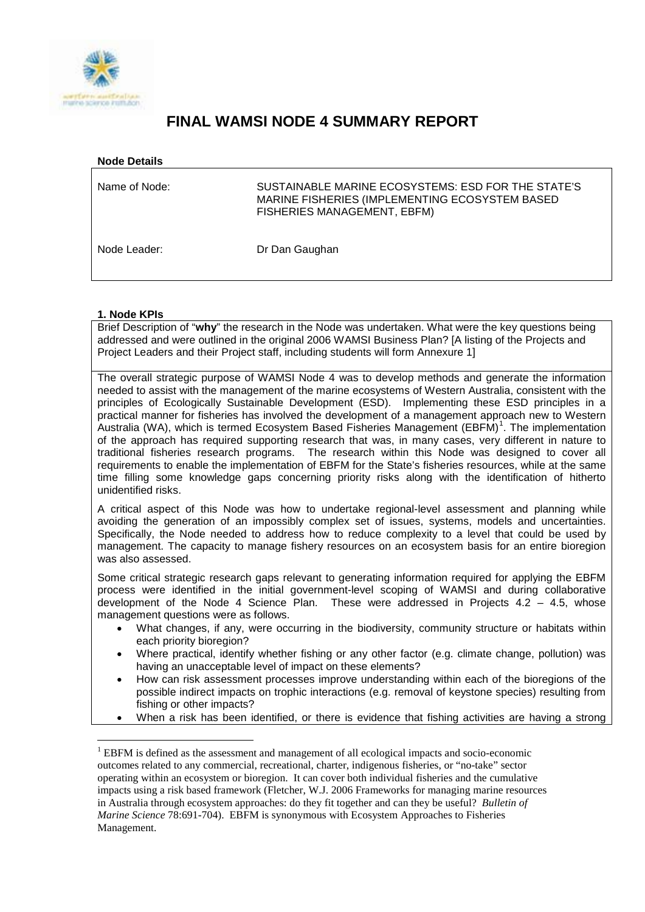# FINAL WAMSI NODE 4 SUMMARY REPORT

**Node Details**

| | |
|---|---|
| Name of Node: | SUSTAINABLE MARINE ECOSYSTEMS: ESD FOR THE STATE'S MARINE FISHERIES (IMPLEMENTING ECOSYSTEM BASED FISHERIES MANAGEMENT, EBFM) |
| Node Leader: | Dr Dan Gaughan |

**1. Node KPIs**

Brief Description of "**why**" the research in the Node was undertaken. What were the key questions being addressed and were outlined in the original 2006 WAMSI Business Plan? [A listing of the Projects and Project Leaders and their Project staff, including students will form Annexure 1]

The overall strategic purpose of WAMSI Node 4 was to develop methods and generate the information needed to assist with the management of the marine ecosystems of Western Australia, consistent with the principles of Ecologically Sustainable Development (ESD). Implementing these ESD principles in a practical manner for fisheries has involved the development of a management approach new to Western Australia (WA), which is termed Ecosystem Based Fisheries Management (EBFM)[1]. The implementation of the approach has required supporting research that was, in many cases, very different in nature to traditional fisheries research programs. The research within this Node was designed to cover all requirements to enable the implementation of EBFM for the State's fisheries resources, while at the same time filling some knowledge gaps concerning priority risks along with the identification of hitherto unidentified risks.

A critical aspect of this Node was how to undertake regional-level assessment and planning while avoiding the generation of an impossibly complex set of issues, systems, models and uncertainties. Specifically, the Node needed to address how to reduce complexity to a level that could be used by management. The capacity to manage fishery resources on an ecosystem basis for an entire bioregion was also assessed.

Some critical strategic research gaps relevant to generating information required for applying the EBFM process were identified in the initial government-level scoping of WAMSI and during collaborative development of the Node 4 Science Plan. These were addressed in Projects 4.2 – 4.5, whose management questions were as follows.

- What changes, if any, were occurring in the biodiversity, community structure or habitats within each priority bioregion?
- Where practical, identify whether fishing or any other factor (e.g. climate change, pollution) was having an unacceptable level of impact on these elements?
- How can risk assessment processes improve understanding within each of the bioregions of the possible indirect impacts on trophic interactions (e.g. removal of keystone species) resulting from fishing or other impacts?
- When a risk has been identified, or there is evidence that fishing activities are having a strong

[1] EBFM is defined as the assessment and management of all ecological impacts and socio-economic outcomes related to any commercial, recreational, charter, indigenous fisheries, or "no-take" sector operating within an ecosystem or bioregion. It can cover both individual fisheries and the cumulative impacts using a risk based framework (Fletcher, W.J. 2006 Frameworks for managing marine resources in Australia through ecosystem approaches: do they fit together and can they be useful? *Bulletin of Marine Science* 78:691-704). EBFM is synonymous with Ecosystem Approaches to Fisheries Management.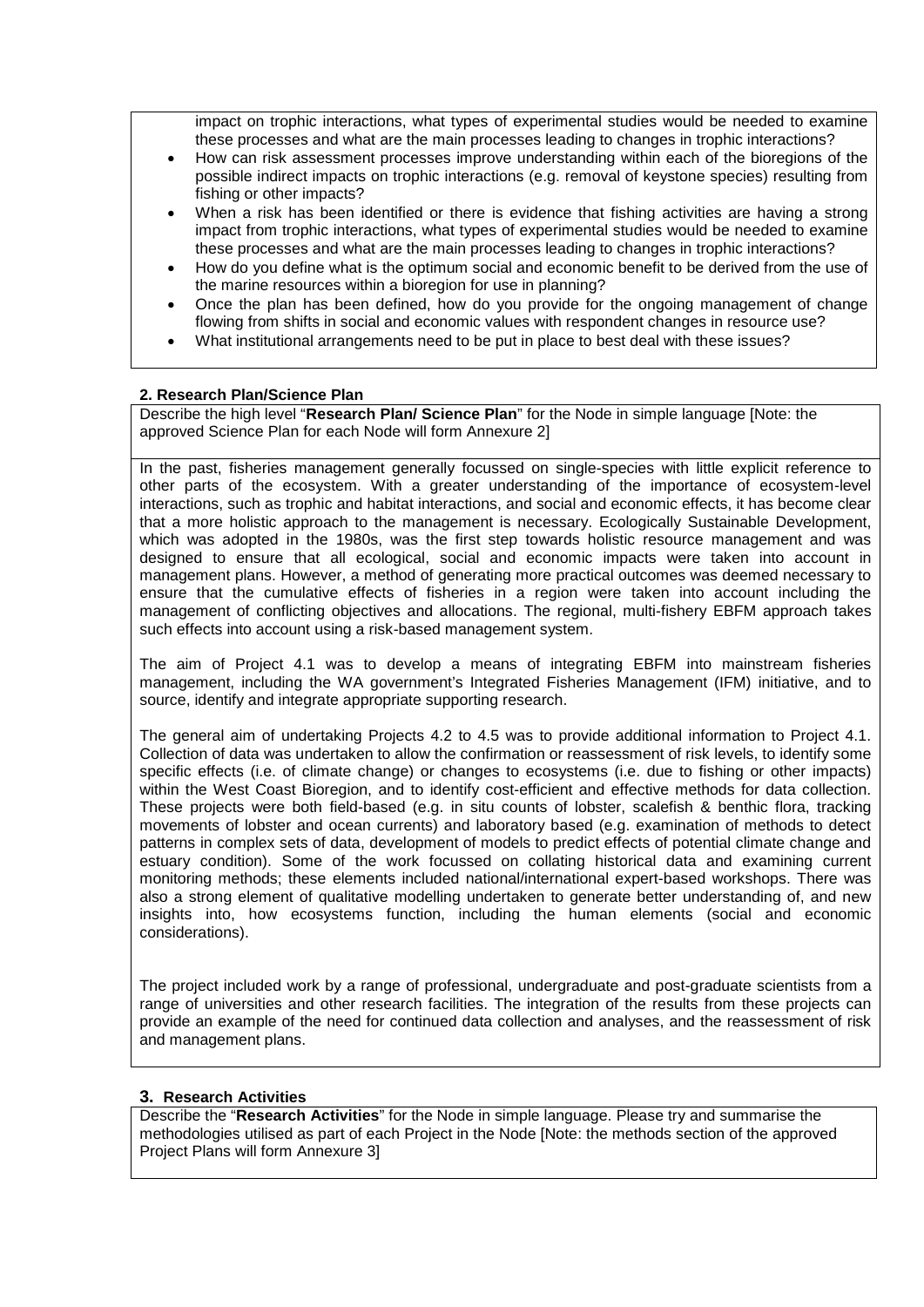impact on trophic interactions, what types of experimental studies would be needed to examine these processes and what are the main processes leading to changes in trophic interactions?

- How can risk assessment processes improve understanding within each of the bioregions of the possible indirect impacts on trophic interactions (e.g. removal of keystone species) resulting from fishing or other impacts?
- When a risk has been identified or there is evidence that fishing activities are having a strong impact from trophic interactions, what types of experimental studies would be needed to examine these processes and what are the main processes leading to changes in trophic interactions?
- How do you define what is the optimum social and economic benefit to be derived from the use of the marine resources within a bioregion for use in planning?
- Once the plan has been defined, how do you provide for the ongoing management of change flowing from shifts in social and economic values with respondent changes in resource use?
- What institutional arrangements need to be put in place to best deal with these issues?

**2. Research Plan/Science Plan**

Describe the high level "**Research Plan/ Science Plan**" for the Node in simple language [Note: the approved Science Plan for each Node will form Annexure 2]

In the past, fisheries management generally focussed on single-species with little explicit reference to other parts of the ecosystem. With a greater understanding of the importance of ecosystem-level interactions, such as trophic and habitat interactions, and social and economic effects, it has become clear that a more holistic approach to the management is necessary. Ecologically Sustainable Development, which was adopted in the 1980s, was the first step towards holistic resource management and was designed to ensure that all ecological, social and economic impacts were taken into account in management plans. However, a method of generating more practical outcomes was deemed necessary to ensure that the cumulative effects of fisheries in a region were taken into account including the management of conflicting objectives and allocations. The regional, multi-fishery EBFM approach takes such effects into account using a risk-based management system.

The aim of Project 4.1 was to develop a means of integrating EBFM into mainstream fisheries management, including the WA government's Integrated Fisheries Management (IFM) initiative, and to source, identify and integrate appropriate supporting research.

The general aim of undertaking Projects 4.2 to 4.5 was to provide additional information to Project 4.1. Collection of data was undertaken to allow the confirmation or reassessment of risk levels, to identify some specific effects (i.e. of climate change) or changes to ecosystems (i.e. due to fishing or other impacts) within the West Coast Bioregion, and to identify cost-efficient and effective methods for data collection. These projects were both field-based (e.g. in situ counts of lobster, scalefish & benthic flora, tracking movements of lobster and ocean currents) and laboratory based (e.g. examination of methods to detect patterns in complex sets of data, development of models to predict effects of potential climate change and estuary condition). Some of the work focussed on collating historical data and examining current monitoring methods; these elements included national/international expert-based workshops. There was also a strong element of qualitative modelling undertaken to generate better understanding of, and new insights into, how ecosystems function, including the human elements (social and economic considerations).

The project included work by a range of professional, undergraduate and post-graduate scientists from a range of universities and other research facilities. The integration of the results from these projects can provide an example of the need for continued data collection and analyses, and the reassessment of risk and management plans.

**3. Research Activities**

Describe the "**Research Activities**" for the Node in simple language. Please try and summarise the methodologies utilised as part of each Project in the Node [Note: the methods section of the approved Project Plans will form Annexure 3]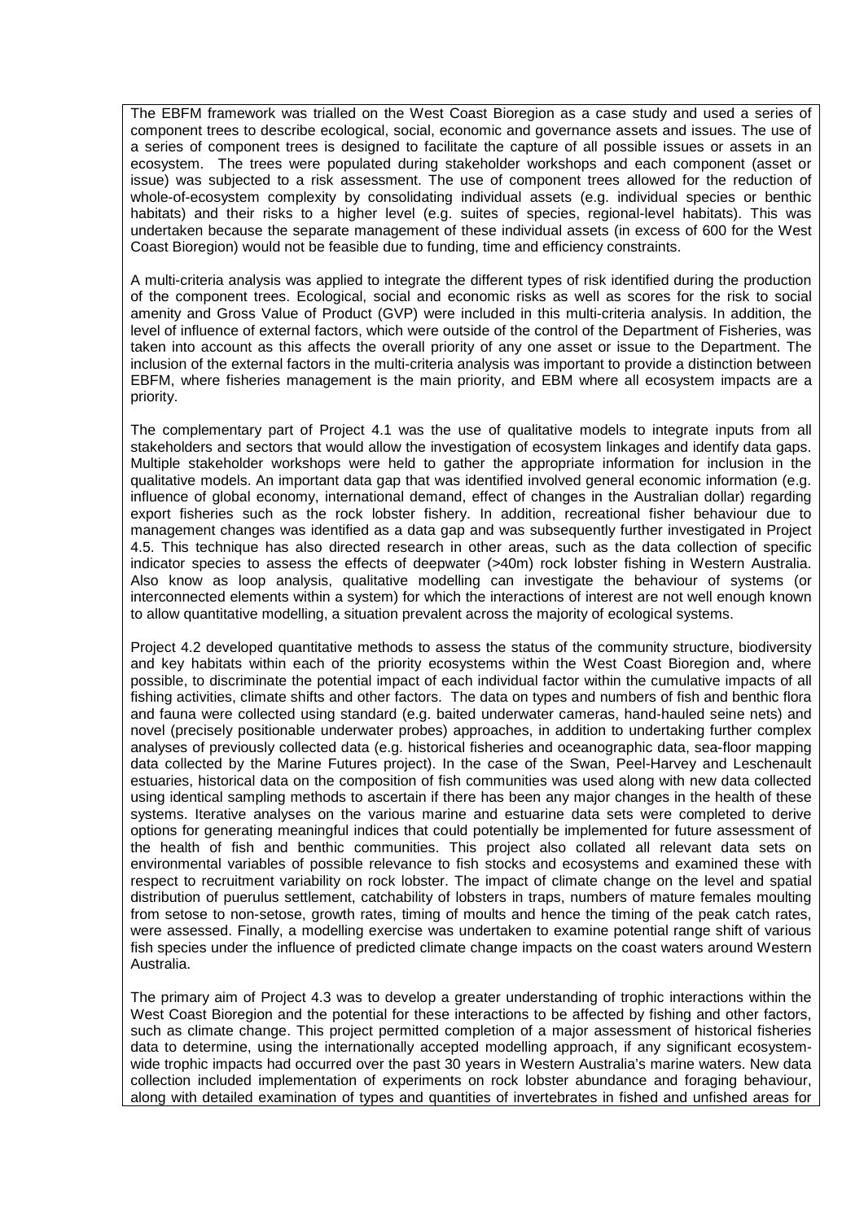The EBFM framework was trialled on the West Coast Bioregion as a case study and used a series of component trees to describe ecological, social, economic and governance assets and issues. The use of a series of component trees is designed to facilitate the capture of all possible issues or assets in an ecosystem. The trees were populated during stakeholder workshops and each component (asset or issue) was subjected to a risk assessment. The use of component trees allowed for the reduction of whole-of-ecosystem complexity by consolidating individual assets (e.g. individual species or benthic habitats) and their risks to a higher level (e.g. suites of species, regional-level habitats). This was undertaken because the separate management of these individual assets (in excess of 600 for the West Coast Bioregion) would not be feasible due to funding, time and efficiency constraints.

A multi-criteria analysis was applied to integrate the different types of risk identified during the production of the component trees. Ecological, social and economic risks as well as scores for the risk to social amenity and Gross Value of Product (GVP) were included in this multi-criteria analysis. In addition, the level of influence of external factors, which were outside of the control of the Department of Fisheries, was taken into account as this affects the overall priority of any one asset or issue to the Department. The inclusion of the external factors in the multi-criteria analysis was important to provide a distinction between EBFM, where fisheries management is the main priority, and EBM where all ecosystem impacts are a priority.

The complementary part of Project 4.1 was the use of qualitative models to integrate inputs from all stakeholders and sectors that would allow the investigation of ecosystem linkages and identify data gaps. Multiple stakeholder workshops were held to gather the appropriate information for inclusion in the qualitative models. An important data gap that was identified involved general economic information (e.g. influence of global economy, international demand, effect of changes in the Australian dollar) regarding export fisheries such as the rock lobster fishery. In addition, recreational fisher behaviour due to management changes was identified as a data gap and was subsequently further investigated in Project 4.5. This technique has also directed research in other areas, such as the data collection of specific indicator species to assess the effects of deepwater (>40m) rock lobster fishing in Western Australia. Also know as loop analysis, qualitative modelling can investigate the behaviour of systems (or interconnected elements within a system) for which the interactions of interest are not well enough known to allow quantitative modelling, a situation prevalent across the majority of ecological systems.

Project 4.2 developed quantitative methods to assess the status of the community structure, biodiversity and key habitats within each of the priority ecosystems within the West Coast Bioregion and, where possible, to discriminate the potential impact of each individual factor within the cumulative impacts of all fishing activities, climate shifts and other factors. The data on types and numbers of fish and benthic flora and fauna were collected using standard (e.g. baited underwater cameras, hand-hauled seine nets) and novel (precisely positionable underwater probes) approaches, in addition to undertaking further complex analyses of previously collected data (e.g. historical fisheries and oceanographic data, sea-floor mapping data collected by the Marine Futures project). In the case of the Swan, Peel-Harvey and Leschenault estuaries, historical data on the composition of fish communities was used along with new data collected using identical sampling methods to ascertain if there has been any major changes in the health of these systems. Iterative analyses on the various marine and estuarine data sets were completed to derive options for generating meaningful indices that could potentially be implemented for future assessment of the health of fish and benthic communities. This project also collated all relevant data sets on environmental variables of possible relevance to fish stocks and ecosystems and examined these with respect to recruitment variability on rock lobster. The impact of climate change on the level and spatial distribution of puerulus settlement, catchability of lobsters in traps, numbers of mature females moulting from setose to non-setose, growth rates, timing of moults and hence the timing of the peak catch rates, were assessed. Finally, a modelling exercise was undertaken to examine potential range shift of various fish species under the influence of predicted climate change impacts on the coast waters around Western Australia.

The primary aim of Project 4.3 was to develop a greater understanding of trophic interactions within the West Coast Bioregion and the potential for these interactions to be affected by fishing and other factors, such as climate change. This project permitted completion of a major assessment of historical fisheries data to determine, using the internationally accepted modelling approach, if any significant ecosystem-wide trophic impacts had occurred over the past 30 years in Western Australia's marine waters. New data collection included implementation of experiments on rock lobster abundance and foraging behaviour, along with detailed examination of types and quantities of invertebrates in fished and unfished areas for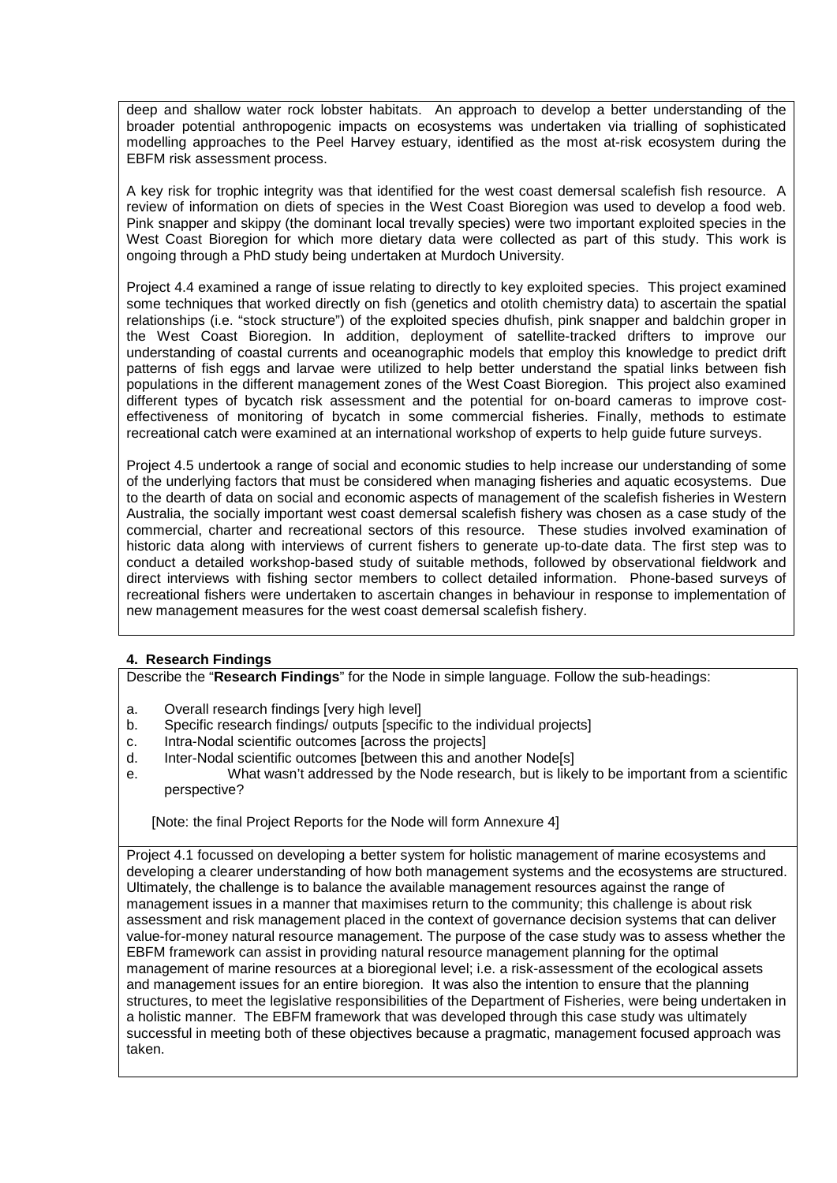deep and shallow water rock lobster habitats. An approach to develop a better understanding of the broader potential anthropogenic impacts on ecosystems was undertaken via trialling of sophisticated modelling approaches to the Peel Harvey estuary, identified as the most at-risk ecosystem during the EBFM risk assessment process.

A key risk for trophic integrity was that identified for the west coast demersal scalefish fish resource. A review of information on diets of species in the West Coast Bioregion was used to develop a food web. Pink snapper and skippy (the dominant local trevally species) were two important exploited species in the West Coast Bioregion for which more dietary data were collected as part of this study. This work is ongoing through a PhD study being undertaken at Murdoch University.

Project 4.4 examined a range of issue relating to directly to key exploited species. This project examined some techniques that worked directly on fish (genetics and otolith chemistry data) to ascertain the spatial relationships (i.e. "stock structure") of the exploited species dhufish, pink snapper and baldchin groper in the West Coast Bioregion. In addition, deployment of satellite-tracked drifters to improve our understanding of coastal currents and oceanographic models that employ this knowledge to predict drift patterns of fish eggs and larvae were utilized to help better understand the spatial links between fish populations in the different management zones of the West Coast Bioregion. This project also examined different types of bycatch risk assessment and the potential for on-board cameras to improve cost-effectiveness of monitoring of bycatch in some commercial fisheries. Finally, methods to estimate recreational catch were examined at an international workshop of experts to help guide future surveys.

Project 4.5 undertook a range of social and economic studies to help increase our understanding of some of the underlying factors that must be considered when managing fisheries and aquatic ecosystems. Due to the dearth of data on social and economic aspects of management of the scalefish fisheries in Western Australia, the socially important west coast demersal scalefish fishery was chosen as a case study of the commercial, charter and recreational sectors of this resource. These studies involved examination of historic data along with interviews of current fishers to generate up-to-date data. The first step was to conduct a detailed workshop-based study of suitable methods, followed by observational fieldwork and direct interviews with fishing sector members to collect detailed information. Phone-based surveys of recreational fishers were undertaken to ascertain changes in behaviour in response to implementation of new management measures for the west coast demersal scalefish fishery.

## 4. Research Findings

Describe the "**Research Findings**" for the Node in simple language. Follow the sub-headings:

a. Overall research findings [very high level]
b. Specific research findings/ outputs [specific to the individual projects]
c. Intra-Nodal scientific outcomes [across the projects]
d. Inter-Nodal scientific outcomes [between this and another Node[s]
e. What wasn't addressed by the Node research, but is likely to be important from a scientific perspective?

[Note: the final Project Reports for the Node will form Annexure 4]

Project 4.1 focussed on developing a better system for holistic management of marine ecosystems and developing a clearer understanding of how both management systems and the ecosystems are structured. Ultimately, the challenge is to balance the available management resources against the range of management issues in a manner that maximises return to the community; this challenge is about risk assessment and risk management placed in the context of governance decision systems that can deliver value-for-money natural resource management. The purpose of the case study was to assess whether the EBFM framework can assist in providing natural resource management planning for the optimal management of marine resources at a bioregional level; i.e. a risk-assessment of the ecological assets and management issues for an entire bioregion. It was also the intention to ensure that the planning structures, to meet the legislative responsibilities of the Department of Fisheries, were being undertaken in a holistic manner. The EBFM framework that was developed through this case study was ultimately successful in meeting both of these objectives because a pragmatic, management focused approach was taken.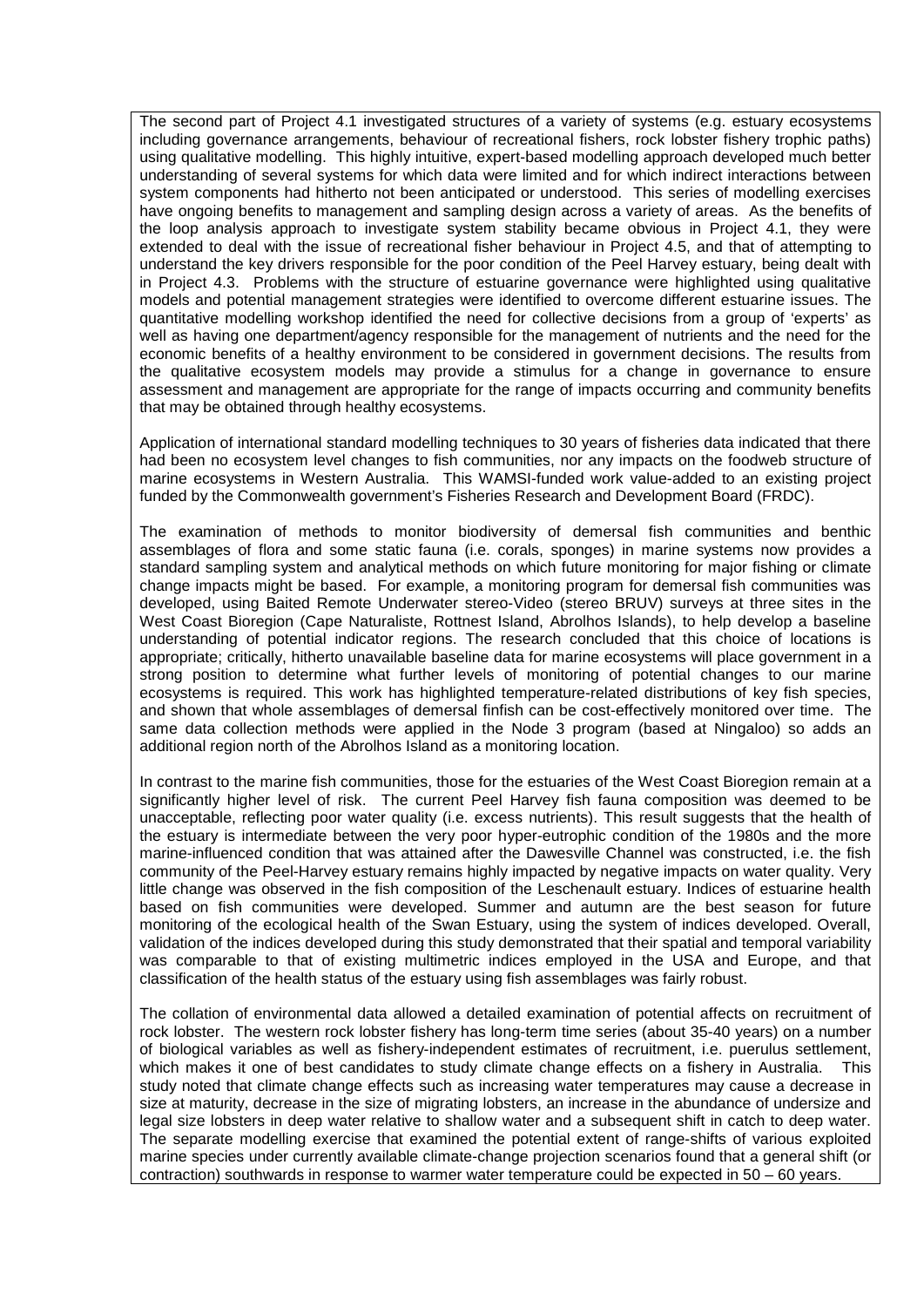The second part of Project 4.1 investigated structures of a variety of systems (e.g. estuary ecosystems including governance arrangements, behaviour of recreational fishers, rock lobster fishery trophic paths) using qualitative modelling. This highly intuitive, expert-based modelling approach developed much better understanding of several systems for which data were limited and for which indirect interactions between system components had hitherto not been anticipated or understood. This series of modelling exercises have ongoing benefits to management and sampling design across a variety of areas. As the benefits of the loop analysis approach to investigate system stability became obvious in Project 4.1, they were extended to deal with the issue of recreational fisher behaviour in Project 4.5, and that of attempting to understand the key drivers responsible for the poor condition of the Peel Harvey estuary, being dealt with in Project 4.3. Problems with the structure of estuarine governance were highlighted using qualitative models and potential management strategies were identified to overcome different estuarine issues. The quantitative modelling workshop identified the need for collective decisions from a group of 'experts' as well as having one department/agency responsible for the management of nutrients and the need for the economic benefits of a healthy environment to be considered in government decisions. The results from the qualitative ecosystem models may provide a stimulus for a change in governance to ensure assessment and management are appropriate for the range of impacts occurring and community benefits that may be obtained through healthy ecosystems.

Application of international standard modelling techniques to 30 years of fisheries data indicated that there had been no ecosystem level changes to fish communities, nor any impacts on the foodweb structure of marine ecosystems in Western Australia. This WAMSI-funded work value-added to an existing project funded by the Commonwealth government's Fisheries Research and Development Board (FRDC).

The examination of methods to monitor biodiversity of demersal fish communities and benthic assemblages of flora and some static fauna (i.e. corals, sponges) in marine systems now provides a standard sampling system and analytical methods on which future monitoring for major fishing or climate change impacts might be based. For example, a monitoring program for demersal fish communities was developed, using Baited Remote Underwater stereo-Video (stereo BRUV) surveys at three sites in the West Coast Bioregion (Cape Naturaliste, Rottnest Island, Abrolhos Islands), to help develop a baseline understanding of potential indicator regions. The research concluded that this choice of locations is appropriate; critically, hitherto unavailable baseline data for marine ecosystems will place government in a strong position to determine what further levels of monitoring of potential changes to our marine ecosystems is required. This work has highlighted temperature-related distributions of key fish species, and shown that whole assemblages of demersal finfish can be cost-effectively monitored over time. The same data collection methods were applied in the Node 3 program (based at Ningaloo) so adds an additional region north of the Abrolhos Island as a monitoring location.

In contrast to the marine fish communities, those for the estuaries of the West Coast Bioregion remain at a significantly higher level of risk. The current Peel Harvey fish fauna composition was deemed to be unacceptable, reflecting poor water quality (i.e. excess nutrients). This result suggests that the health of the estuary is intermediate between the very poor hyper-eutrophic condition of the 1980s and the more marine-influenced condition that was attained after the Dawesville Channel was constructed, i.e. the fish community of the Peel-Harvey estuary remains highly impacted by negative impacts on water quality. Very little change was observed in the fish composition of the Leschenault estuary. Indices of estuarine health based on fish communities were developed. Summer and autumn are the best season for future monitoring of the ecological health of the Swan Estuary, using the system of indices developed. Overall, validation of the indices developed during this study demonstrated that their spatial and temporal variability was comparable to that of existing multimetric indices employed in the USA and Europe, and that classification of the health status of the estuary using fish assemblages was fairly robust.

The collation of environmental data allowed a detailed examination of potential affects on recruitment of rock lobster. The western rock lobster fishery has long-term time series (about 35-40 years) on a number of biological variables as well as fishery-independent estimates of recruitment, i.e. puerulus settlement, which makes it one of best candidates to study climate change effects on a fishery in Australia. This study noted that climate change effects such as increasing water temperatures may cause a decrease in size at maturity, decrease in the size of migrating lobsters, an increase in the abundance of undersize and legal size lobsters in deep water relative to shallow water and a subsequent shift in catch to deep water. The separate modelling exercise that examined the potential extent of range-shifts of various exploited marine species under currently available climate-change projection scenarios found that a general shift (or contraction) southwards in response to warmer water temperature could be expected in 50 – 60 years.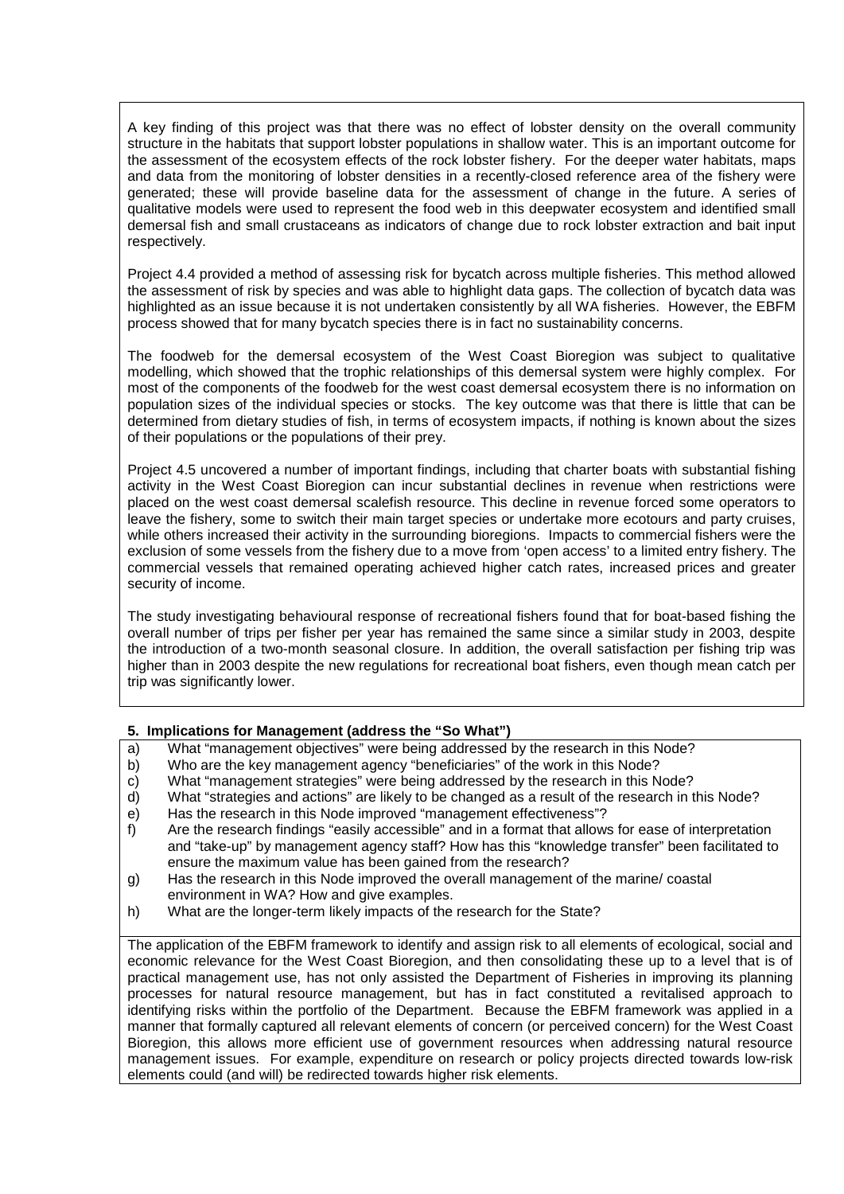A key finding of this project was that there was no effect of lobster density on the overall community structure in the habitats that support lobster populations in shallow water. This is an important outcome for the assessment of the ecosystem effects of the rock lobster fishery. For the deeper water habitats, maps and data from the monitoring of lobster densities in a recently-closed reference area of the fishery were generated; these will provide baseline data for the assessment of change in the future. A series of qualitative models were used to represent the food web in this deepwater ecosystem and identified small demersal fish and small crustaceans as indicators of change due to rock lobster extraction and bait input respectively.

Project 4.4 provided a method of assessing risk for bycatch across multiple fisheries. This method allowed the assessment of risk by species and was able to highlight data gaps. The collection of bycatch data was highlighted as an issue because it is not undertaken consistently by all WA fisheries. However, the EBFM process showed that for many bycatch species there is in fact no sustainability concerns.

The foodweb for the demersal ecosystem of the West Coast Bioregion was subject to qualitative modelling, which showed that the trophic relationships of this demersal system were highly complex. For most of the components of the foodweb for the west coast demersal ecosystem there is no information on population sizes of the individual species or stocks. The key outcome was that there is little that can be determined from dietary studies of fish, in terms of ecosystem impacts, if nothing is known about the sizes of their populations or the populations of their prey.

Project 4.5 uncovered a number of important findings, including that charter boats with substantial fishing activity in the West Coast Bioregion can incur substantial declines in revenue when restrictions were placed on the west coast demersal scalefish resource. This decline in revenue forced some operators to leave the fishery, some to switch their main target species or undertake more ecotours and party cruises, while others increased their activity in the surrounding bioregions. Impacts to commercial fishers were the exclusion of some vessels from the fishery due to a move from 'open access' to a limited entry fishery. The commercial vessels that remained operating achieved higher catch rates, increased prices and greater security of income.

The study investigating behavioural response of recreational fishers found that for boat-based fishing the overall number of trips per fisher per year has remained the same since a similar study in 2003, despite the introduction of a two-month seasonal closure. In addition, the overall satisfaction per fishing trip was higher than in 2003 despite the new regulations for recreational boat fishers, even though mean catch per trip was significantly lower.

**5. Implications for Management (address the "So What")**

a) What "management objectives" were being addressed by the research in this Node?
b) Who are the key management agency "beneficiaries" of the work in this Node?
c) What "management strategies" were being addressed by the research in this Node?
d) What "strategies and actions" are likely to be changed as a result of the research in this Node?
e) Has the research in this Node improved "management effectiveness"?
f) Are the research findings "easily accessible" and in a format that allows for ease of interpretation and "take-up" by management agency staff? How has this "knowledge transfer" been facilitated to ensure the maximum value has been gained from the research?
g) Has the research in this Node improved the overall management of the marine/ coastal environment in WA? How and give examples.
h) What are the longer-term likely impacts of the research for the State?

The application of the EBFM framework to identify and assign risk to all elements of ecological, social and economic relevance for the West Coast Bioregion, and then consolidating these up to a level that is of practical management use, has not only assisted the Department of Fisheries in improving its planning processes for natural resource management, but has in fact constituted a revitalised approach to identifying risks within the portfolio of the Department. Because the EBFM framework was applied in a manner that formally captured all relevant elements of concern (or perceived concern) for the West Coast Bioregion, this allows more efficient use of government resources when addressing natural resource management issues. For example, expenditure on research or policy projects directed towards low-risk elements could (and will) be redirected towards higher risk elements.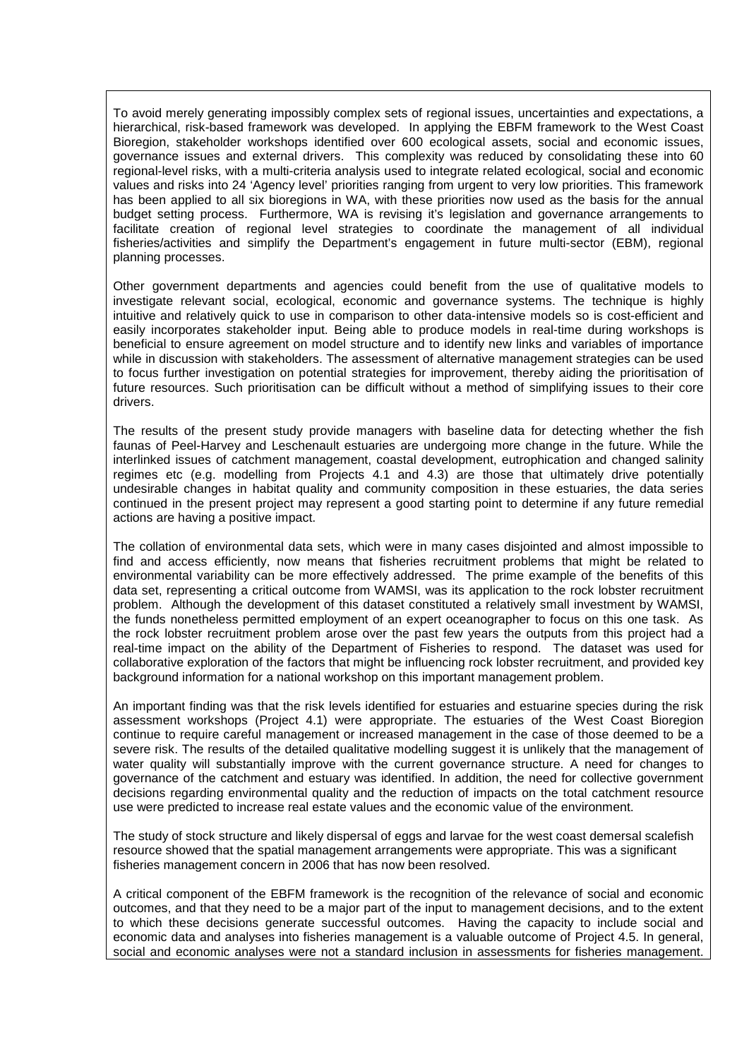To avoid merely generating impossibly complex sets of regional issues, uncertainties and expectations, a hierarchical, risk-based framework was developed. In applying the EBFM framework to the West Coast Bioregion, stakeholder workshops identified over 600 ecological assets, social and economic issues, governance issues and external drivers. This complexity was reduced by consolidating these into 60 regional-level risks, with a multi-criteria analysis used to integrate related ecological, social and economic values and risks into 24 'Agency level' priorities ranging from urgent to very low priorities. This framework has been applied to all six bioregions in WA, with these priorities now used as the basis for the annual budget setting process. Furthermore, WA is revising it's legislation and governance arrangements to facilitate creation of regional level strategies to coordinate the management of all individual fisheries/activities and simplify the Department's engagement in future multi-sector (EBM), regional planning processes.

Other government departments and agencies could benefit from the use of qualitative models to investigate relevant social, ecological, economic and governance systems. The technique is highly intuitive and relatively quick to use in comparison to other data-intensive models so is cost-efficient and easily incorporates stakeholder input. Being able to produce models in real-time during workshops is beneficial to ensure agreement on model structure and to identify new links and variables of importance while in discussion with stakeholders. The assessment of alternative management strategies can be used to focus further investigation on potential strategies for improvement, thereby aiding the prioritisation of future resources. Such prioritisation can be difficult without a method of simplifying issues to their core drivers.

The results of the present study provide managers with baseline data for detecting whether the fish faunas of Peel-Harvey and Leschenault estuaries are undergoing more change in the future. While the interlinked issues of catchment management, coastal development, eutrophication and changed salinity regimes etc (e.g. modelling from Projects 4.1 and 4.3) are those that ultimately drive potentially undesirable changes in habitat quality and community composition in these estuaries, the data series continued in the present project may represent a good starting point to determine if any future remedial actions are having a positive impact.

The collation of environmental data sets, which were in many cases disjointed and almost impossible to find and access efficiently, now means that fisheries recruitment problems that might be related to environmental variability can be more effectively addressed. The prime example of the benefits of this data set, representing a critical outcome from WAMSI, was its application to the rock lobster recruitment problem. Although the development of this dataset constituted a relatively small investment by WAMSI, the funds nonetheless permitted employment of an expert oceanographer to focus on this one task. As the rock lobster recruitment problem arose over the past few years the outputs from this project had a real-time impact on the ability of the Department of Fisheries to respond. The dataset was used for collaborative exploration of the factors that might be influencing rock lobster recruitment, and provided key background information for a national workshop on this important management problem.

An important finding was that the risk levels identified for estuaries and estuarine species during the risk assessment workshops (Project 4.1) were appropriate. The estuaries of the West Coast Bioregion continue to require careful management or increased management in the case of those deemed to be a severe risk. The results of the detailed qualitative modelling suggest it is unlikely that the management of water quality will substantially improve with the current governance structure. A need for changes to governance of the catchment and estuary was identified. In addition, the need for collective government decisions regarding environmental quality and the reduction of impacts on the total catchment resource use were predicted to increase real estate values and the economic value of the environment.

The study of stock structure and likely dispersal of eggs and larvae for the west coast demersal scalefish resource showed that the spatial management arrangements were appropriate. This was a significant fisheries management concern in 2006 that has now been resolved.

A critical component of the EBFM framework is the recognition of the relevance of social and economic outcomes, and that they need to be a major part of the input to management decisions, and to the extent to which these decisions generate successful outcomes. Having the capacity to include social and economic data and analyses into fisheries management is a valuable outcome of Project 4.5. In general, social and economic analyses were not a standard inclusion in assessments for fisheries management.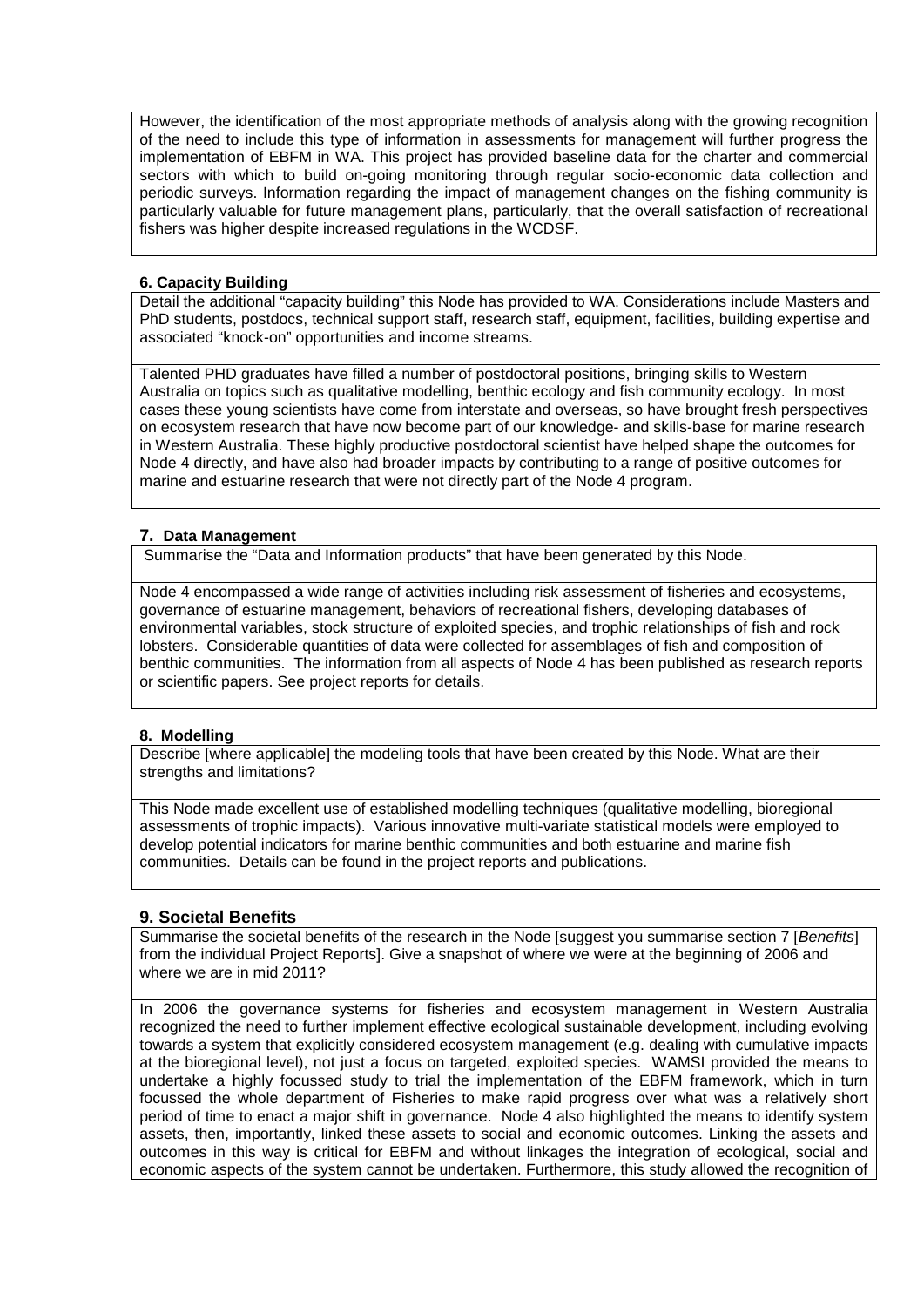However, the identification of the most appropriate methods of analysis along with the growing recognition of the need to include this type of information in assessments for management will further progress the implementation of EBFM in WA. This project has provided baseline data for the charter and commercial sectors with which to build on-going monitoring through regular socio-economic data collection and periodic surveys. Information regarding the impact of management changes on the fishing community is particularly valuable for future management plans, particularly, that the overall satisfaction of recreational fishers was higher despite increased regulations in the WCDSF.

#### 6. Capacity Building

Detail the additional "capacity building" this Node has provided to WA. Considerations include Masters and PhD students, postdocs, technical support staff, research staff, equipment, facilities, building expertise and associated "knock-on" opportunities and income streams.

Talented PHD graduates have filled a number of postdoctoral positions, bringing skills to Western Australia on topics such as qualitative modelling, benthic ecology and fish community ecology. In most cases these young scientists have come from interstate and overseas, so have brought fresh perspectives on ecosystem research that have now become part of our knowledge- and skills-base for marine research in Western Australia. These highly productive postdoctoral scientist have helped shape the outcomes for Node 4 directly, and have also had broader impacts by contributing to a range of positive outcomes for marine and estuarine research that were not directly part of the Node 4 program.

#### 7. Data Management

Summarise the "Data and Information products" that have been generated by this Node.

Node 4 encompassed a wide range of activities including risk assessment of fisheries and ecosystems, governance of estuarine management, behaviors of recreational fishers, developing databases of environmental variables, stock structure of exploited species, and trophic relationships of fish and rock lobsters. Considerable quantities of data were collected for assemblages of fish and composition of benthic communities. The information from all aspects of Node 4 has been published as research reports or scientific papers. See project reports for details.

#### 8. Modelling

Describe [where applicable] the modeling tools that have been created by this Node. What are their strengths and limitations?

This Node made excellent use of established modelling techniques (qualitative modelling, bioregional assessments of trophic impacts). Various innovative multi-variate statistical models were employed to develop potential indicators for marine benthic communities and both estuarine and marine fish communities. Details can be found in the project reports and publications.

#### 9. Societal Benefits

Summarise the societal benefits of the research in the Node [suggest you summarise section 7 [*Benefits*] from the individual Project Reports]. Give a snapshot of where we were at the beginning of 2006 and where we are in mid 2011?

In 2006 the governance systems for fisheries and ecosystem management in Western Australia recognized the need to further implement effective ecological sustainable development, including evolving towards a system that explicitly considered ecosystem management (e.g. dealing with cumulative impacts at the bioregional level), not just a focus on targeted, exploited species. WAMSI provided the means to undertake a highly focussed study to trial the implementation of the EBFM framework, which in turn focussed the whole department of Fisheries to make rapid progress over what was a relatively short period of time to enact a major shift in governance. Node 4 also highlighted the means to identify system assets, then, importantly, linked these assets to social and economic outcomes. Linking the assets and outcomes in this way is critical for EBFM and without linkages the integration of ecological, social and economic aspects of the system cannot be undertaken. Furthermore, this study allowed the recognition of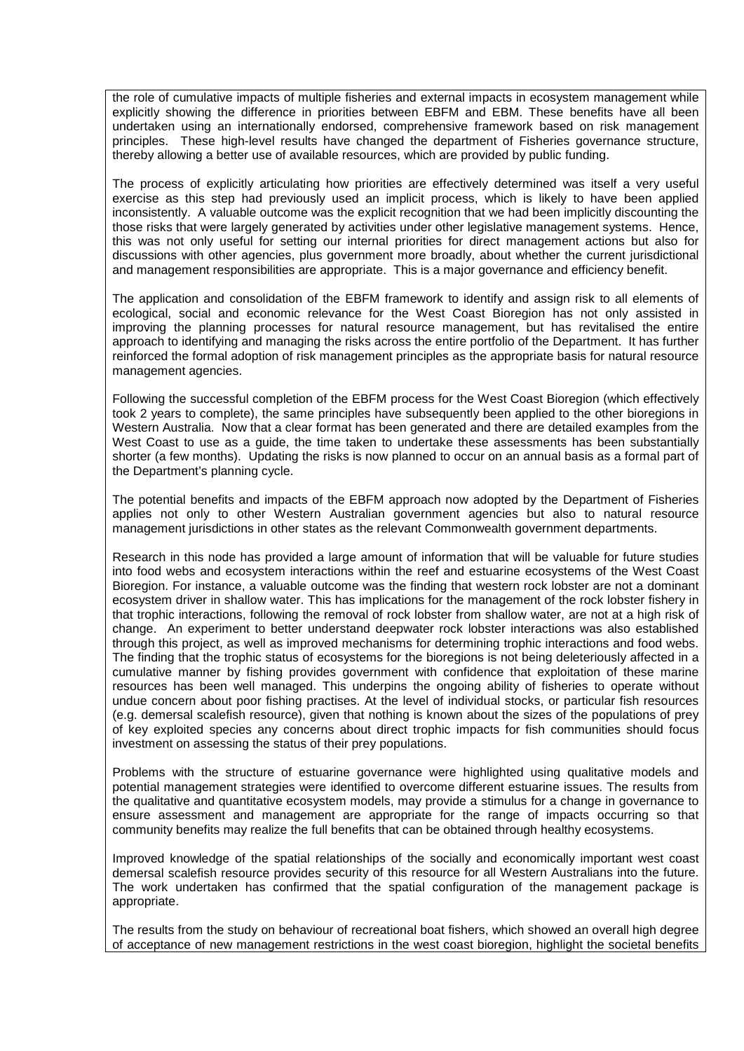the role of cumulative impacts of multiple fisheries and external impacts in ecosystem management while explicitly showing the difference in priorities between EBFM and EBM. These benefits have all been undertaken using an internationally endorsed, comprehensive framework based on risk management principles. These high-level results have changed the department of Fisheries governance structure, thereby allowing a better use of available resources, which are provided by public funding.

The process of explicitly articulating how priorities are effectively determined was itself a very useful exercise as this step had previously used an implicit process, which is likely to have been applied inconsistently. A valuable outcome was the explicit recognition that we had been implicitly discounting the those risks that were largely generated by activities under other legislative management systems. Hence, this was not only useful for setting our internal priorities for direct management actions but also for discussions with other agencies, plus government more broadly, about whether the current jurisdictional and management responsibilities are appropriate. This is a major governance and efficiency benefit.

The application and consolidation of the EBFM framework to identify and assign risk to all elements of ecological, social and economic relevance for the West Coast Bioregion has not only assisted in improving the planning processes for natural resource management, but has revitalised the entire approach to identifying and managing the risks across the entire portfolio of the Department. It has further reinforced the formal adoption of risk management principles as the appropriate basis for natural resource management agencies.

Following the successful completion of the EBFM process for the West Coast Bioregion (which effectively took 2 years to complete), the same principles have subsequently been applied to the other bioregions in Western Australia. Now that a clear format has been generated and there are detailed examples from the West Coast to use as a guide, the time taken to undertake these assessments has been substantially shorter (a few months). Updating the risks is now planned to occur on an annual basis as a formal part of the Department's planning cycle.

The potential benefits and impacts of the EBFM approach now adopted by the Department of Fisheries applies not only to other Western Australian government agencies but also to natural resource management jurisdictions in other states as the relevant Commonwealth government departments.

Research in this node has provided a large amount of information that will be valuable for future studies into food webs and ecosystem interactions within the reef and estuarine ecosystems of the West Coast Bioregion. For instance, a valuable outcome was the finding that western rock lobster are not a dominant ecosystem driver in shallow water. This has implications for the management of the rock lobster fishery in that trophic interactions, following the removal of rock lobster from shallow water, are not at a high risk of change. An experiment to better understand deepwater rock lobster interactions was also established through this project, as well as improved mechanisms for determining trophic interactions and food webs. The finding that the trophic status of ecosystems for the bioregions is not being deleteriously affected in a cumulative manner by fishing provides government with confidence that exploitation of these marine resources has been well managed. This underpins the ongoing ability of fisheries to operate without undue concern about poor fishing practises. At the level of individual stocks, or particular fish resources (e.g. demersal scalefish resource), given that nothing is known about the sizes of the populations of prey of key exploited species any concerns about direct trophic impacts for fish communities should focus investment on assessing the status of their prey populations.

Problems with the structure of estuarine governance were highlighted using qualitative models and potential management strategies were identified to overcome different estuarine issues. The results from the qualitative and quantitative ecosystem models, may provide a stimulus for a change in governance to ensure assessment and management are appropriate for the range of impacts occurring so that community benefits may realize the full benefits that can be obtained through healthy ecosystems.

Improved knowledge of the spatial relationships of the socially and economically important west coast demersal scalefish resource provides security of this resource for all Western Australians into the future. The work undertaken has confirmed that the spatial configuration of the management package is appropriate.

The results from the study on behaviour of recreational boat fishers, which showed an overall high degree of acceptance of new management restrictions in the west coast bioregion, highlight the societal benefits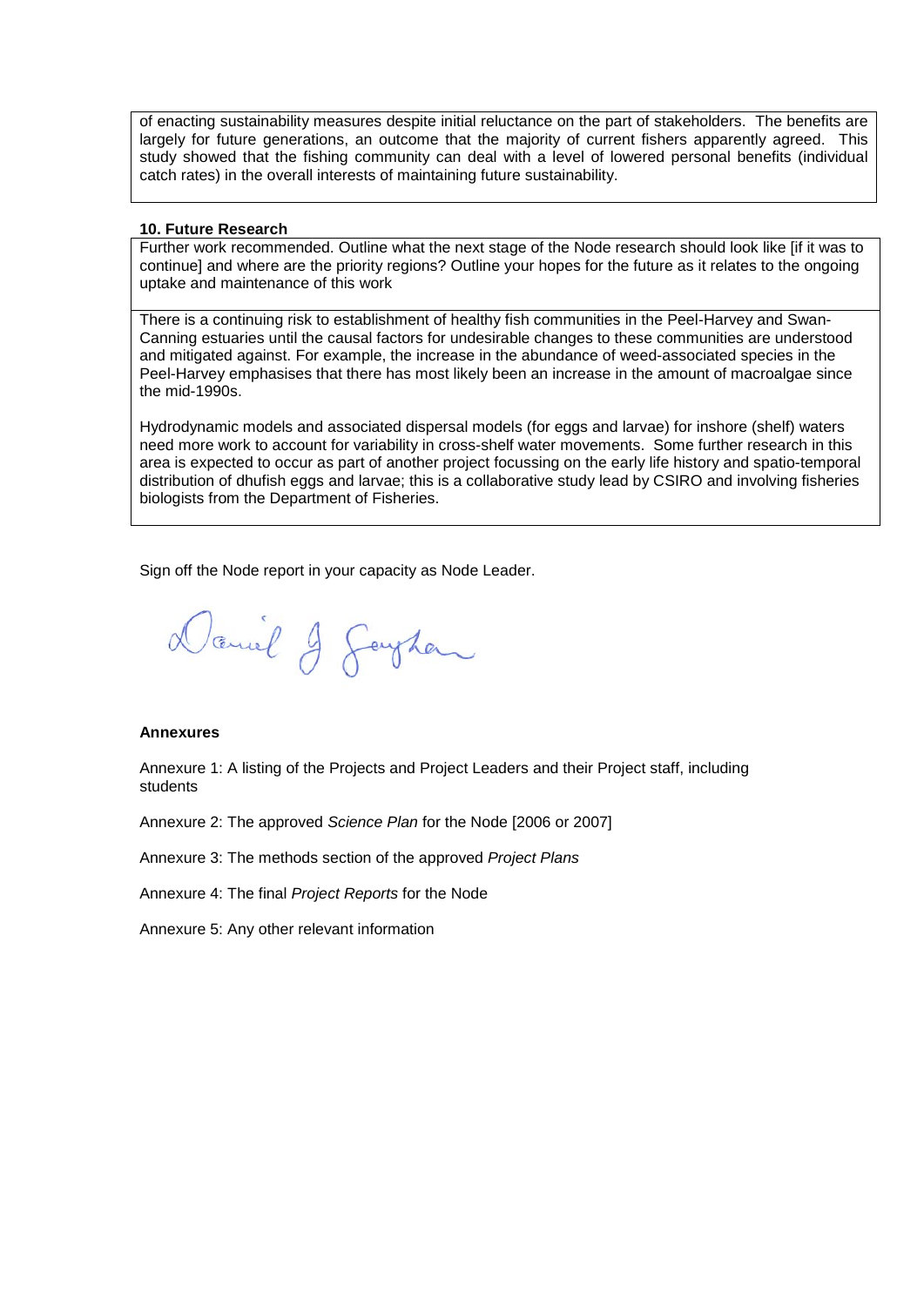of enacting sustainability measures despite initial reluctance on the part of stakeholders. The benefits are largely for future generations, an outcome that the majority of current fishers apparently agreed. This study showed that the fishing community can deal with a level of lowered personal benefits (individual catch rates) in the overall interests of maintaining future sustainability.

**10. Future Research**

Further work recommended. Outline what the next stage of the Node research should look like [if it was to continue] and where are the priority regions? Outline your hopes for the future as it relates to the ongoing uptake and maintenance of this work

There is a continuing risk to establishment of healthy fish communities in the Peel-Harvey and Swan-Canning estuaries until the causal factors for undesirable changes to these communities are understood and mitigated against. For example, the increase in the abundance of weed-associated species in the Peel-Harvey emphasises that there has most likely been an increase in the amount of macroalgae since the mid-1990s.

Hydrodynamic models and associated dispersal models (for eggs and larvae) for inshore (shelf) waters need more work to account for variability in cross-shelf water movements. Some further research in this area is expected to occur as part of another project focussing on the early life history and spatio-temporal distribution of dhufish eggs and larvae; this is a collaborative study lead by CSIRO and involving fisheries biologists from the Department of Fisheries.

Sign off the Node report in your capacity as Node Leader.

Daniel J Gaughan

**Annexures**

Annexure 1: A listing of the Projects and Project Leaders and their Project staff, including students

Annexure 2: The approved *Science Plan* for the Node [2006 or 2007]

Annexure 3: The methods section of the approved *Project Plans*

Annexure 4: The final *Project Reports* for the Node

Annexure 5: Any other relevant information